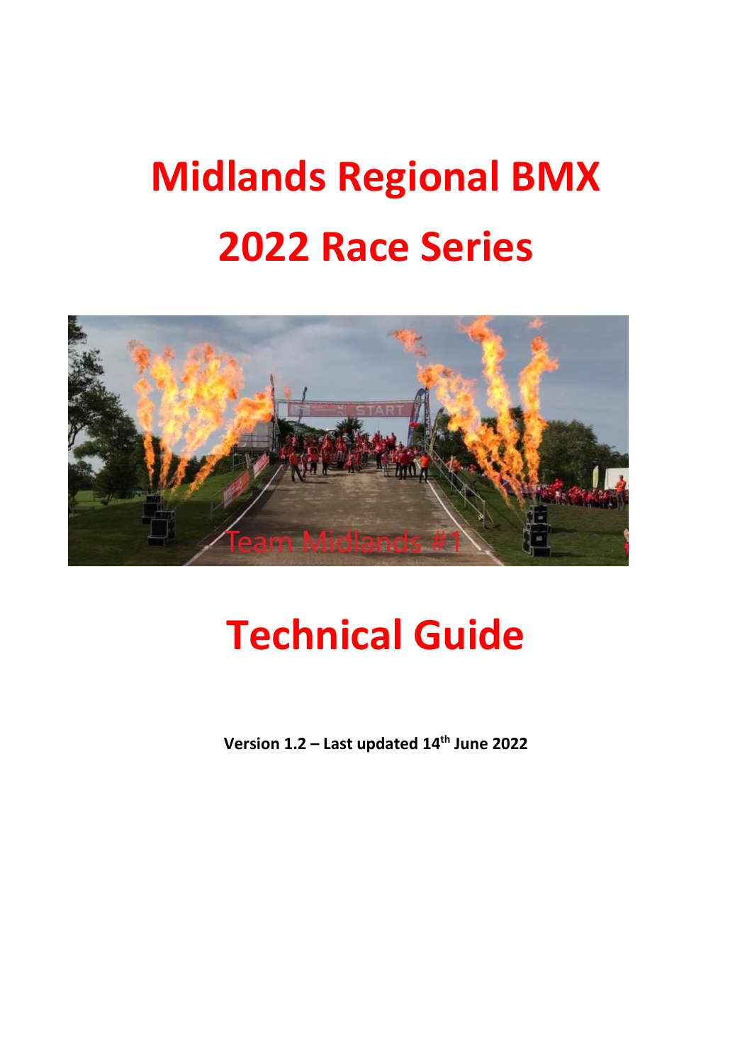# Midlands Regional BMX

# 2022 Race Series

# Technical Guide

**Version 1.2 – Last updated 14th June 2022**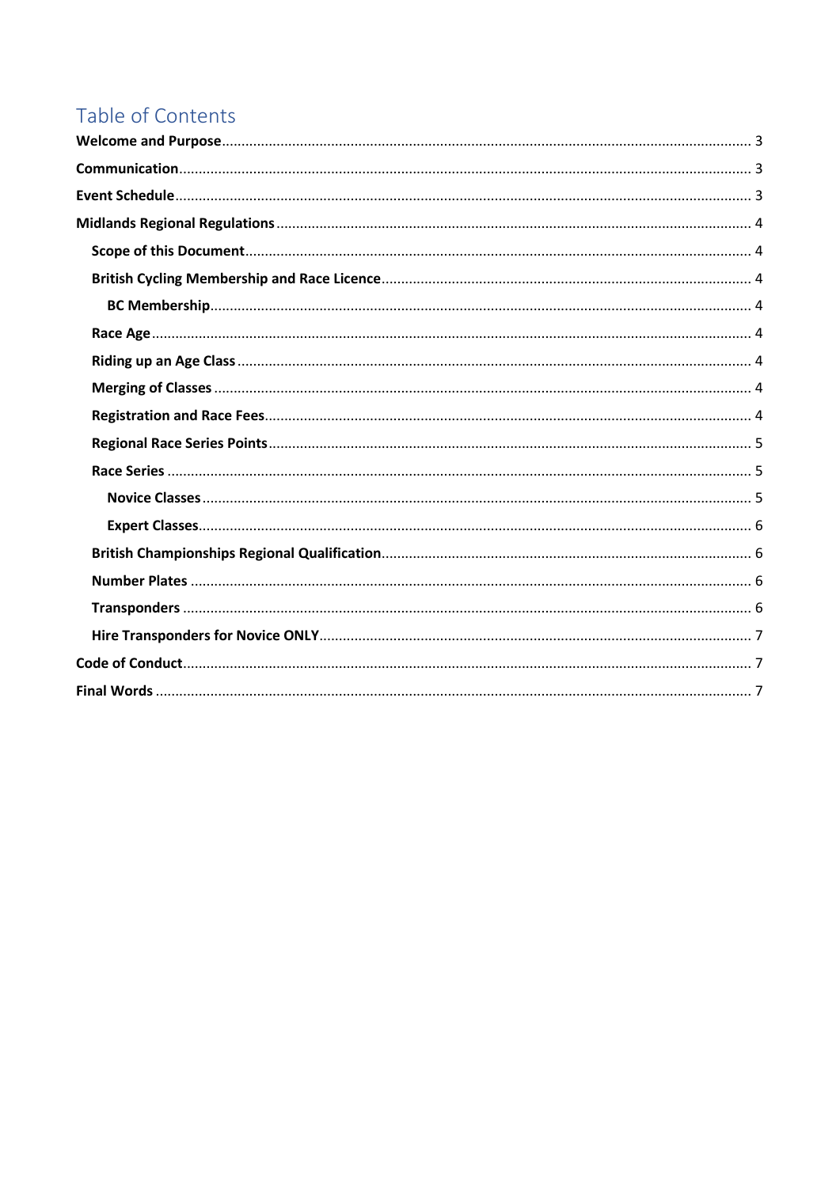# Table of Contents

**Welcome and Purpose** ........ 3

**Communication** ........ 3

**Event Schedule** ........ 3

**Midlands Regional Regulations** ........ 4

- **Scope of this Document** ........ 4
- **British Cycling Membership and Race Licence** ........ 4
  - **BC Membership** ........ 4
- **Race Age** ........ 4
- **Riding up an Age Class** ........ 4
- **Merging of Classes** ........ 4
- **Registration and Race Fees** ........ 4
- **Regional Race Series Points** ........ 5
- **Race Series** ........ 5
  - **Novice Classes** ........ 5
  - **Expert Classes** ........ 6
- **British Championships Regional Qualification** ........ 6
- **Number Plates** ........ 6
- **Transponders** ........ 6
- **Hire Transponders for Novice ONLY** ........ 7

**Code of Conduct** ........ 7

**Final Words** ........ 7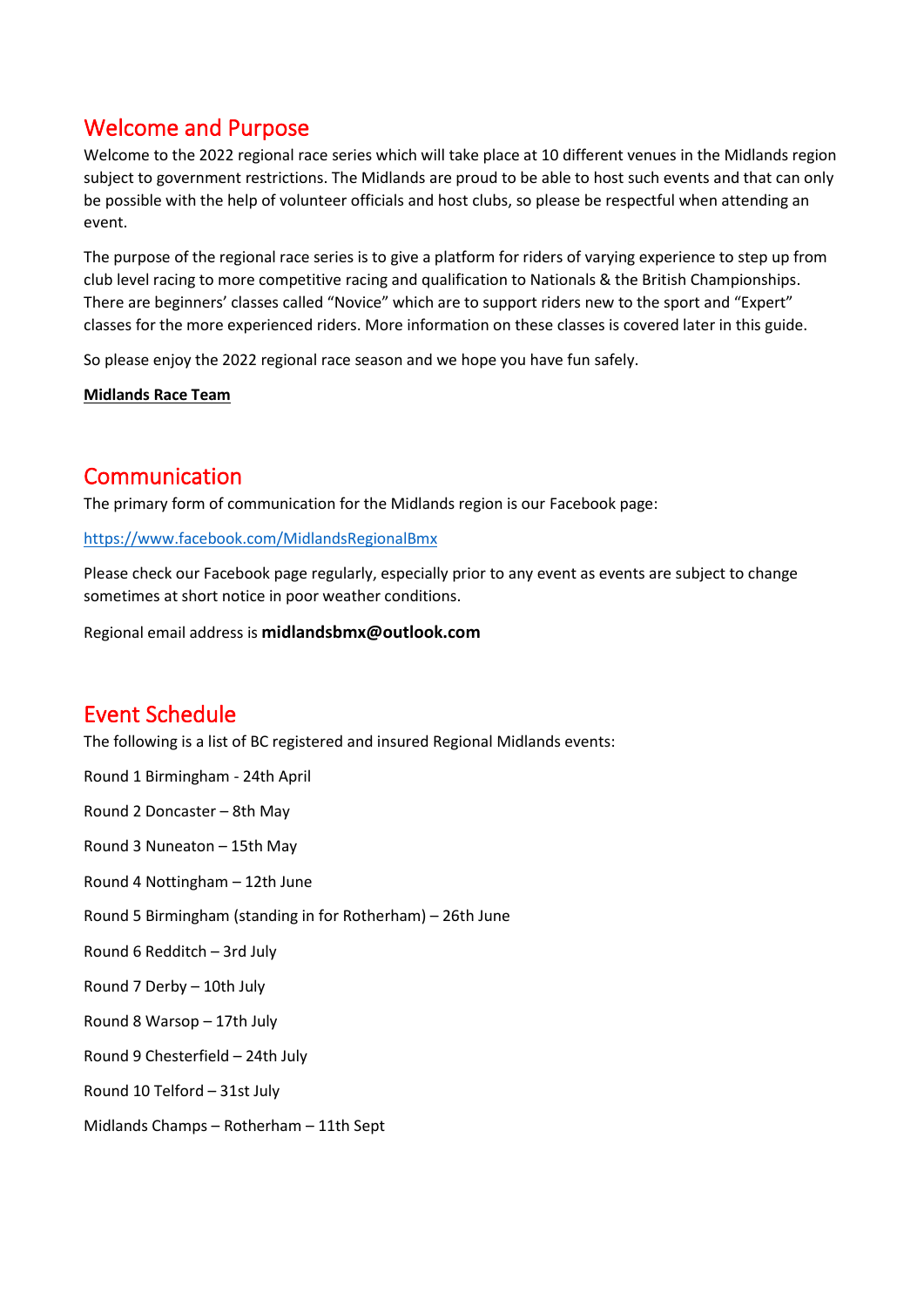## Welcome and Purpose

Welcome to the 2022 regional race series which will take place at 10 different venues in the Midlands region subject to government restrictions. The Midlands are proud to be able to host such events and that can only be possible with the help of volunteer officials and host clubs, so please be respectful when attending an event.

The purpose of the regional race series is to give a platform for riders of varying experience to step up from club level racing to more competitive racing and qualification to Nationals & the British Championships. There are beginners' classes called "Novice" which are to support riders new to the sport and "Expert" classes for the more experienced riders. More information on these classes is covered later in this guide.

So please enjoy the 2022 regional race season and we hope you have fun safely.

**Midlands Race Team**

## Communication

The primary form of communication for the Midlands region is our Facebook page:

https://www.facebook.com/MidlandsRegionalBmx

Please check our Facebook page regularly, especially prior to any event as events are subject to change sometimes at short notice in poor weather conditions.

Regional email address is **midlandsbmx@outlook.com**

## Event Schedule

The following is a list of BC registered and insured Regional Midlands events:

Round 1 Birmingham - 24th April

Round 2 Doncaster – 8th May

Round 3 Nuneaton – 15th May

Round 4 Nottingham – 12th June

Round 5 Birmingham (standing in for Rotherham) – 26th June

Round 6 Redditch – 3rd July

Round 7 Derby – 10th July

Round 8 Warsop – 17th July

Round 9 Chesterfield – 24th July

Round 10 Telford – 31st July

Midlands Champs – Rotherham – 11th Sept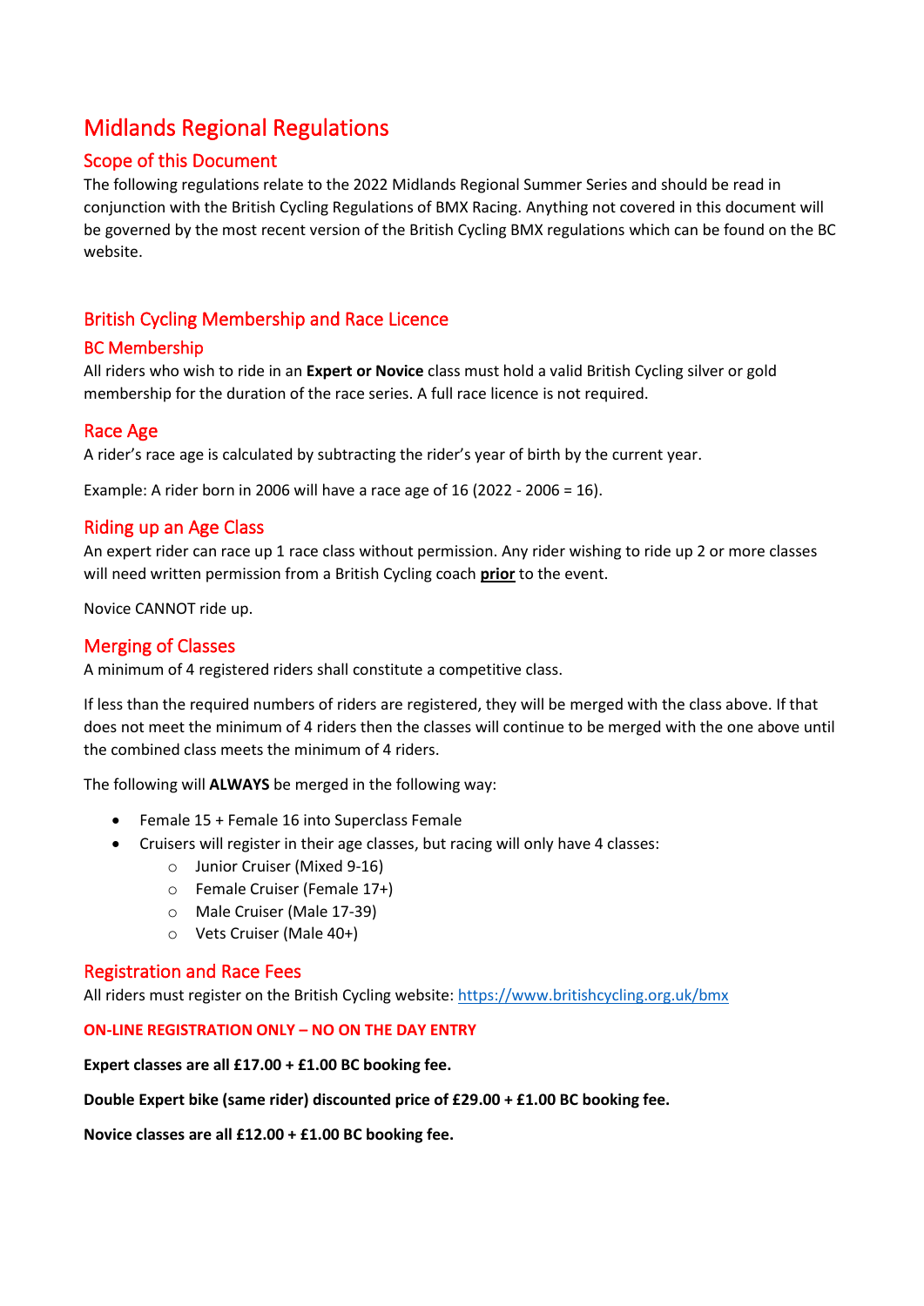# Midlands Regional Regulations

## Scope of this Document

The following regulations relate to the 2022 Midlands Regional Summer Series and should be read in conjunction with the British Cycling Regulations of BMX Racing. Anything not covered in this document will be governed by the most recent version of the British Cycling BMX regulations which can be found on the BC website.

## British Cycling Membership and Race Licence

### BC Membership

All riders who wish to ride in an **Expert or Novice** class must hold a valid British Cycling silver or gold membership for the duration of the race series. A full race licence is not required.

### Race Age

A rider's race age is calculated by subtracting the rider's year of birth by the current year.

Example: A rider born in 2006 will have a race age of 16 (2022 - 2006 = 16).

### Riding up an Age Class

An expert rider can race up 1 race class without permission. Any rider wishing to ride up 2 or more classes will need written permission from a British Cycling coach **prior** to the event.

Novice CANNOT ride up.

### Merging of Classes

A minimum of 4 registered riders shall constitute a competitive class.

If less than the required numbers of riders are registered, they will be merged with the class above. If that does not meet the minimum of 4 riders then the classes will continue to be merged with the one above until the combined class meets the minimum of 4 riders.

The following will **ALWAYS** be merged in the following way:

- Female 15 + Female 16 into Superclass Female
- Cruisers will register in their age classes, but racing will only have 4 classes:
  - Junior Cruiser (Mixed 9-16)
  - Female Cruiser (Female 17+)
  - Male Cruiser (Male 17-39)
  - Vets Cruiser (Male 40+)

### Registration and Race Fees

All riders must register on the British Cycling website: https://www.britishcycling.org.uk/bmx

**ON-LINE REGISTRATION ONLY – NO ON THE DAY ENTRY**

**Expert classes are all £17.00 + £1.00 BC booking fee.**

**Double Expert bike (same rider) discounted price of £29.00 + £1.00 BC booking fee.**

**Novice classes are all £12.00 + £1.00 BC booking fee.**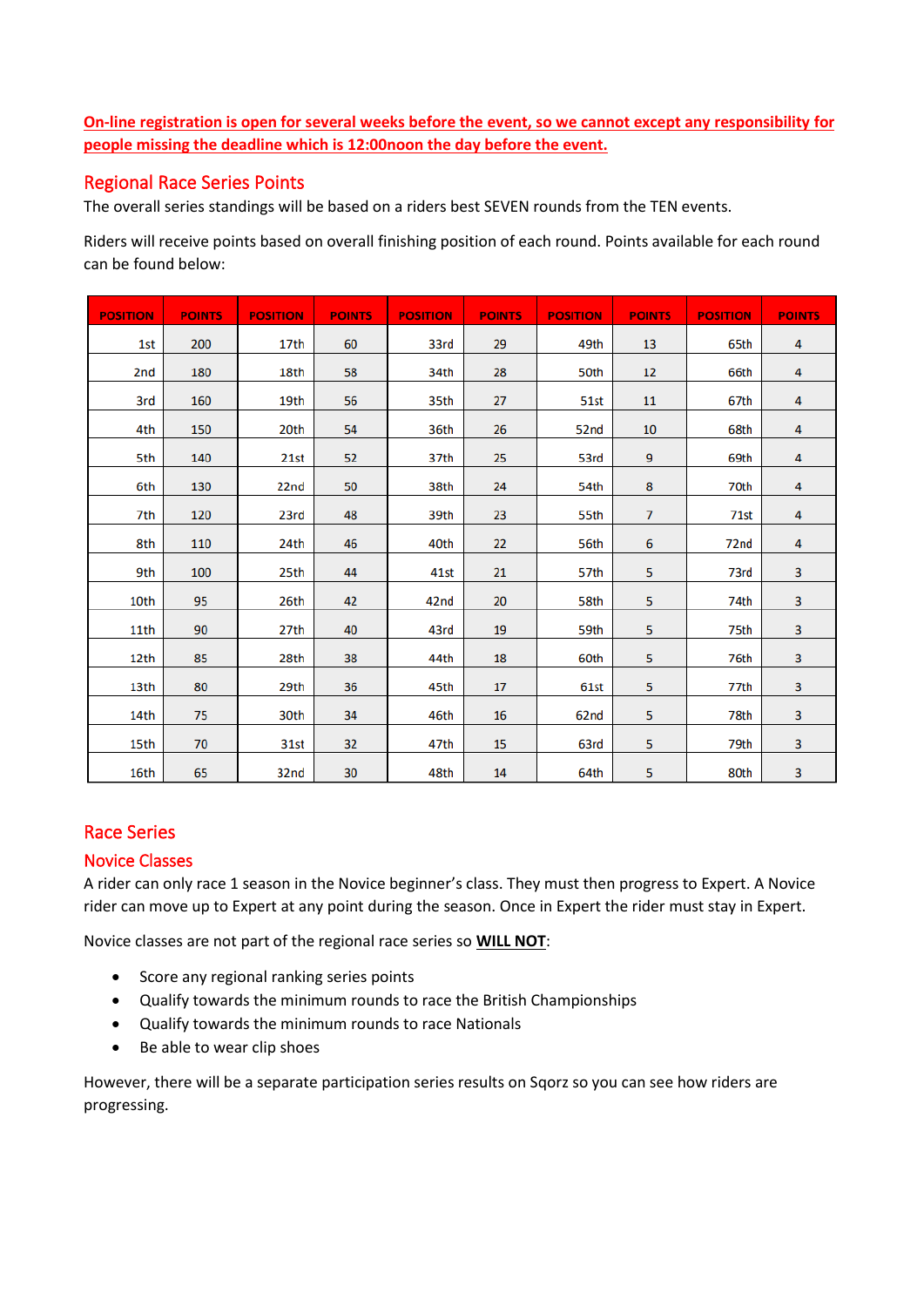**On-line registration is open for several weeks before the event, so we cannot except any responsibility for people missing the deadline which is 12:00noon the day before the event.**

## Regional Race Series Points

The overall series standings will be based on a riders best SEVEN rounds from the TEN events.

Riders will receive points based on overall finishing position of each round. Points available for each round can be found below:

| POSITION | POINTS | POSITION | POINTS | POSITION | POINTS | POSITION | POINTS | POSITION | POINTS |
|---|---|---|---|---|---|---|---|---|---|
| 1st | 200 | 17th | 60 | 33rd | 29 | 49th | 13 | 65th | 4 |
| 2nd | 180 | 18th | 58 | 34th | 28 | 50th | 12 | 66th | 4 |
| 3rd | 160 | 19th | 56 | 35th | 27 | 51st | 11 | 67th | 4 |
| 4th | 150 | 20th | 54 | 36th | 26 | 52nd | 10 | 68th | 4 |
| 5th | 140 | 21st | 52 | 37th | 25 | 53rd | 9 | 69th | 4 |
| 6th | 130 | 22nd | 50 | 38th | 24 | 54th | 8 | 70th | 4 |
| 7th | 120 | 23rd | 48 | 39th | 23 | 55th | 7 | 71st | 4 |
| 8th | 110 | 24th | 46 | 40th | 22 | 56th | 6 | 72nd | 4 |
| 9th | 100 | 25th | 44 | 41st | 21 | 57th | 5 | 73rd | 3 |
| 10th | 95 | 26th | 42 | 42nd | 20 | 58th | 5 | 74th | 3 |
| 11th | 90 | 27th | 40 | 43rd | 19 | 59th | 5 | 75th | 3 |
| 12th | 85 | 28th | 38 | 44th | 18 | 60th | 5 | 76th | 3 |
| 13th | 80 | 29th | 36 | 45th | 17 | 61st | 5 | 77th | 3 |
| 14th | 75 | 30th | 34 | 46th | 16 | 62nd | 5 | 78th | 3 |
| 15th | 70 | 31st | 32 | 47th | 15 | 63rd | 5 | 79th | 3 |
| 16th | 65 | 32nd | 30 | 48th | 14 | 64th | 5 | 80th | 3 |

## Race Series

### Novice Classes

A rider can only race 1 season in the Novice beginner's class. They must then progress to Expert. A Novice rider can move up to Expert at any point during the season. Once in Expert the rider must stay in Expert.

Novice classes are not part of the regional race series so **WILL NOT**:

- Score any regional ranking series points
- Qualify towards the minimum rounds to race the British Championships
- Qualify towards the minimum rounds to race Nationals
- Be able to wear clip shoes

However, there will be a separate participation series results on Sqorz so you can see how riders are progressing.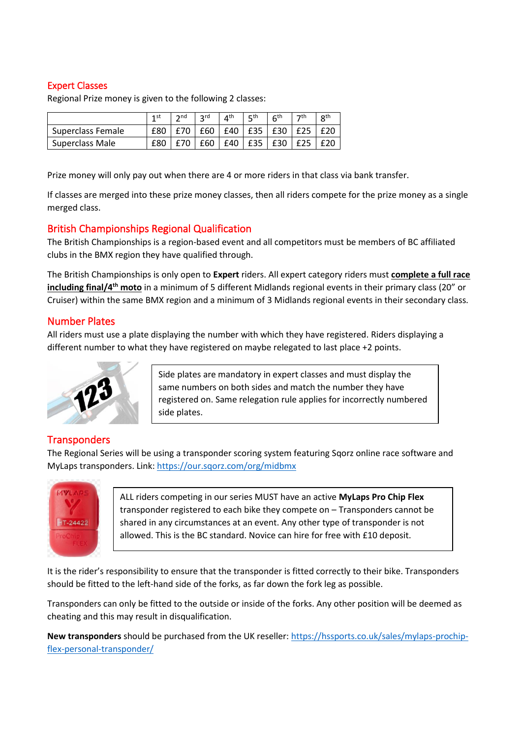## Expert Classes

Regional Prize money is given to the following 2 classes:

| | 1st | 2nd | 3rd | 4th | 5th | 6th | 7th | 8th |
|---|---|---|---|---|---|---|---|---|
| Superclass Female | £80 | £70 | £60 | £40 | £35 | £30 | £25 | £20 |
| Superclass Male | £80 | £70 | £60 | £40 | £35 | £30 | £25 | £20 |

Prize money will only pay out when there are 4 or more riders in that class via bank transfer.

If classes are merged into these prize money classes, then all riders compete for the prize money as a single merged class.

## British Championships Regional Qualification

The British Championships is a region-based event and all competitors must be members of BC affiliated clubs in the BMX region they have qualified through.

The British Championships is only open to **Expert** riders. All expert category riders must **complete a full race including final/4th moto** in a minimum of 5 different Midlands regional events in their primary class (20" or Cruiser) within the same BMX region and a minimum of 3 Midlands regional events in their secondary class.

## Number Plates

All riders must use a plate displaying the number with which they have registered. Riders displaying a different number to what they have registered on maybe relegated to last place +2 points.

Side plates are mandatory in expert classes and must display the same numbers on both sides and match the number they have registered on. Same relegation rule applies for incorrectly numbered side plates.

## Transponders

The Regional Series will be using a transponder scoring system featuring Sqorz online race software and MyLaps transponders. Link: https://our.sqorz.com/org/midbmx

ALL riders competing in our series MUST have an active **MyLaps Pro Chip Flex** transponder registered to each bike they compete on – Transponders cannot be shared in any circumstances at an event. Any other type of transponder is not allowed. This is the BC standard. Novice can hire for free with £10 deposit.

It is the rider's responsibility to ensure that the transponder is fitted correctly to their bike. Transponders should be fitted to the left-hand side of the forks, as far down the fork leg as possible.

Transponders can only be fitted to the outside or inside of the forks. Any other position will be deemed as cheating and this may result in disqualification.

**New transponders** should be purchased from the UK reseller: https://hssports.co.uk/sales/mylaps-prochip-flex-personal-transponder/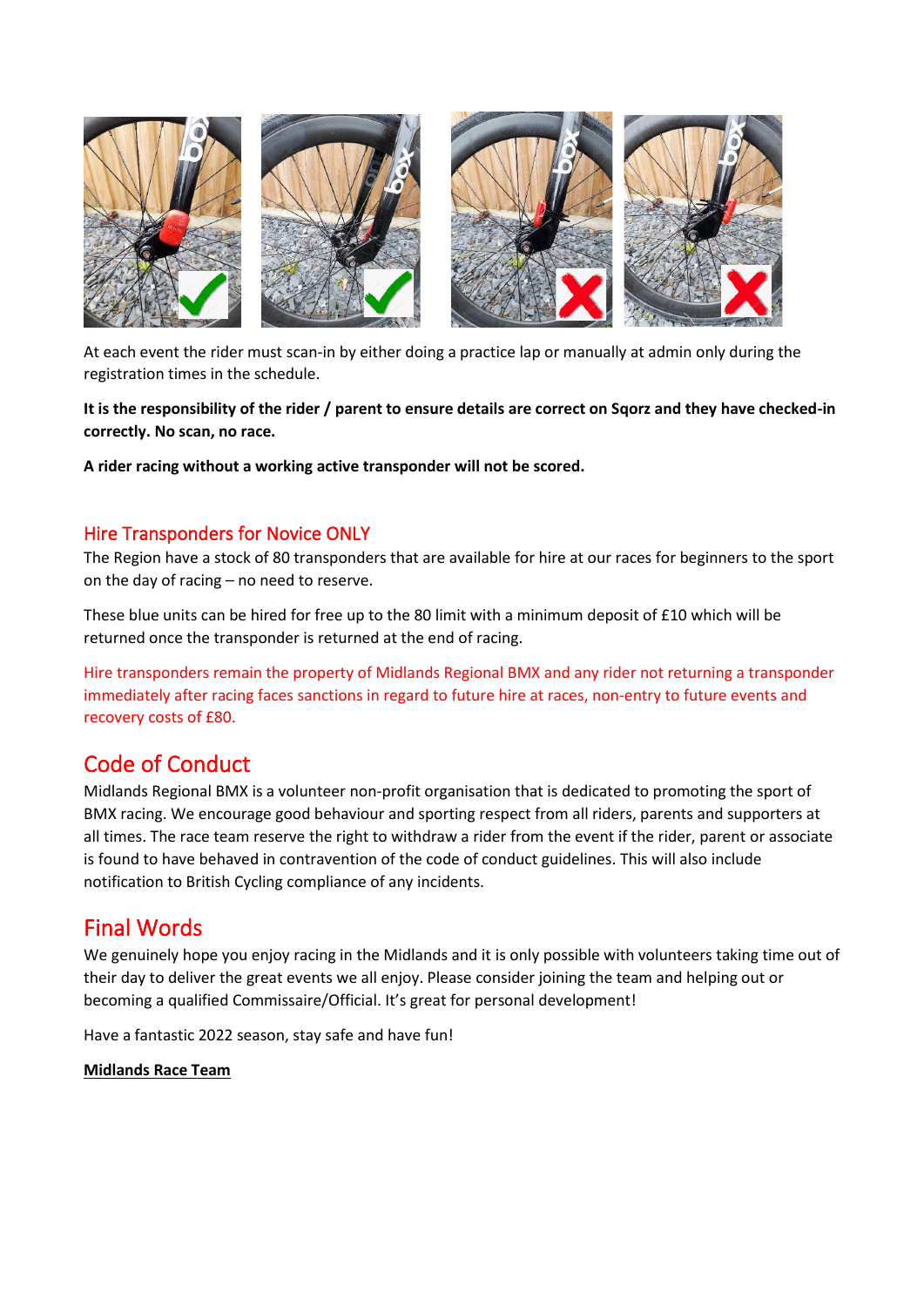At each event the rider must scan-in by either doing a practice lap or manually at admin only during the registration times in the schedule.

**It is the responsibility of the rider / parent to ensure details are correct on Sqorz and they have checked-in correctly. No scan, no race.**

**A rider racing without a working active transponder will not be scored.**

## Hire Transponders for Novice ONLY

The Region have a stock of 80 transponders that are available for hire at our races for beginners to the sport on the day of racing – no need to reserve.

These blue units can be hired for free up to the 80 limit with a minimum deposit of £10 which will be returned once the transponder is returned at the end of racing.

Hire transponders remain the property of Midlands Regional BMX and any rider not returning a transponder immediately after racing faces sanctions in regard to future hire at races, non-entry to future events and recovery costs of £80.

# Code of Conduct

Midlands Regional BMX is a volunteer non-profit organisation that is dedicated to promoting the sport of BMX racing. We encourage good behaviour and sporting respect from all riders, parents and supporters at all times. The race team reserve the right to withdraw a rider from the event if the rider, parent or associate is found to have behaved in contravention of the code of conduct guidelines. This will also include notification to British Cycling compliance of any incidents.

# Final Words

We genuinely hope you enjoy racing in the Midlands and it is only possible with volunteers taking time out of their day to deliver the great events we all enjoy. Please consider joining the team and helping out or becoming a qualified Commissaire/Official. It's great for personal development!

Have a fantastic 2022 season, stay safe and have fun!

**Midlands Race Team**